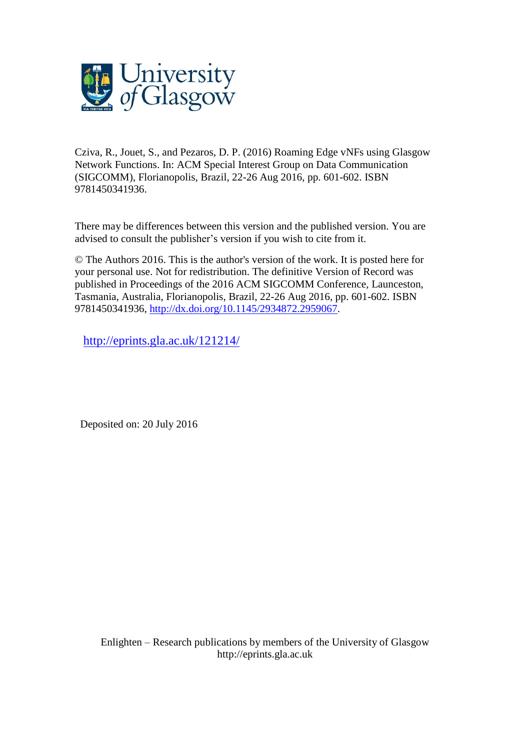University of Glasgow

Cziva, R., Jouet, S., and Pezaros, D. P. (2016) Roaming Edge vNFs using Glasgow Network Functions. In: ACM Special Interest Group on Data Communication (SIGCOMM), Florianopolis, Brazil, 22-26 Aug 2016, pp. 601-602. ISBN 9781450341936.

There may be differences between this version and the published version. You are advised to consult the publisher's version if you wish to cite from it.

© The Authors 2016. This is the author's version of the work. It is posted here for your personal use. Not for redistribution. The definitive Version of Record was published in Proceedings of the 2016 ACM SIGCOMM Conference, Launceston, Tasmania, Australia, Florianopolis, Brazil, 22-26 Aug 2016, pp. 601-602. ISBN 9781450341936, http://dx.doi.org/10.1145/2934872.2959067.

http://eprints.gla.ac.uk/121214/

Deposited on: 20 July 2016

Enlighten – Research publications by members of the University of Glasgow
http://eprints.gla.ac.uk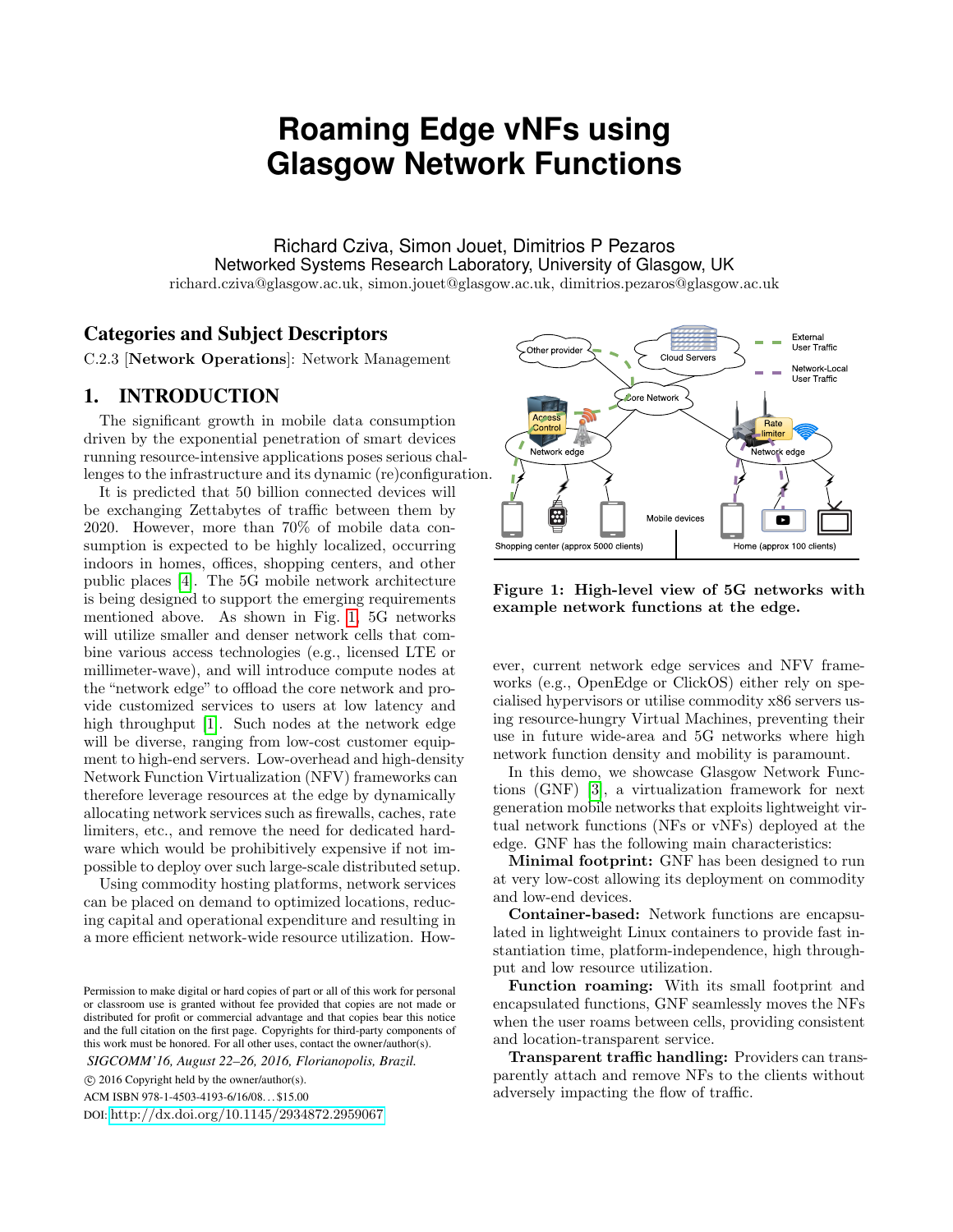# Roaming Edge vNFs using Glasgow Network Functions

Richard Cziva, Simon Jouet, Dimitrios P Pezaros
Networked Systems Research Laboratory, University of Glasgow, UK
richard.cziva@glasgow.ac.uk, simon.jouet@glasgow.ac.uk, dimitrios.pezaros@glasgow.ac.uk

## Categories and Subject Descriptors

C.2.3 [**Network Operations**]: Network Management

## 1. INTRODUCTION

The significant growth in mobile data consumption driven by the exponential penetration of smart devices running resource-intensive applications poses serious challenges to the infrastructure and its dynamic (re)configuration.

It is predicted that 50 billion connected devices will be exchanging Zettabytes of traffic between them by 2020. However, more than 70% of mobile data consumption is expected to be highly localized, occurring indoors in homes, offices, shopping centers, and other public places [4]. The 5G mobile network architecture is being designed to support the emerging requirements mentioned above. As shown in Fig. 1, 5G networks will utilize smaller and denser network cells that combine various access technologies (e.g., licensed LTE or millimeter-wave), and will introduce compute nodes at the "network edge" to offload the core network and provide customized services to users at low latency and high throughput [1]. Such nodes at the network edge will be diverse, ranging from low-cost customer equipment to high-end servers. Low-overhead and high-density Network Function Virtualization (NFV) frameworks can therefore leverage resources at the edge by dynamically allocating network services such as firewalls, caches, rate limiters, etc., and remove the need for dedicated hardware which would be prohibitively expensive if not impossible to deploy over such large-scale distributed setup.

Using commodity hosting platforms, network services can be placed on demand to optimized locations, reducing capital and operational expenditure and resulting in a more efficient network-wide resource utilization. However, current network edge services and NFV frameworks (e.g., OpenEdge or ClickOS) either rely on specialised hypervisors or utilise commodity x86 servers using resource-hungry Virtual Machines, preventing their use in future wide-area and 5G networks where high network function density and mobility is paramount.

**Figure 1: High-level view of 5G networks with example network functions at the edge.**

In this demo, we showcase Glasgow Network Functions (GNF) [3], a virtualization framework for next generation mobile networks that exploits lightweight virtual network functions (NFs or vNFs) deployed at the edge. GNF has the following main characteristics:

**Minimal footprint:** GNF has been designed to run at very low-cost allowing its deployment on commodity and low-end devices.

**Container-based:** Network functions are encapsulated in lightweight Linux containers to provide fast instantiation time, platform-independence, high throughput and low resource utilization.

**Function roaming:** With its small footprint and encapsulated functions, GNF seamlessly moves the NFs when the user roams between cells, providing consistent and location-transparent service.

**Transparent traffic handling:** Providers can transparently attach and remove NFs to the clients without adversely impacting the flow of traffic.

Permission to make digital or hard copies of part or all of this work for personal or classroom use is granted without fee provided that copies are not made or distributed for profit or commercial advantage and that copies bear this notice and the full citation on the first page. Copyrights for third-party components of this work must be honored. For all other uses, contact the owner/author(s).

*SIGCOMM'16, August 22–26, 2016, Florianopolis, Brazil.*

© 2016 Copyright held by the owner/author(s).

ACM ISBN 978-1-4503-4193-6/16/08…$15.00

DOI: http://dx.doi.org/10.1145/2934872.2959067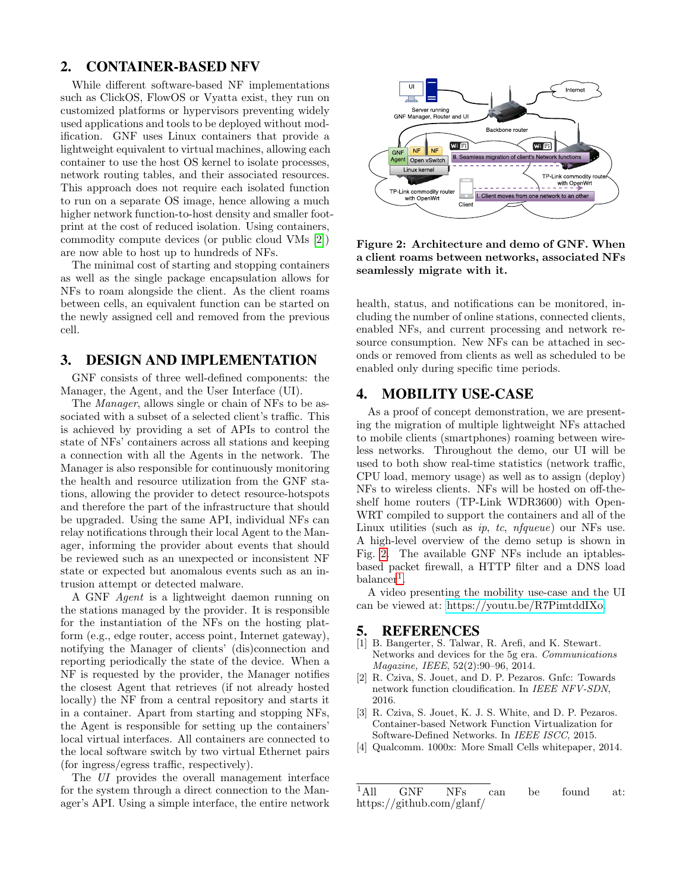## 2. CONTAINER-BASED NFV

While different software-based NF implementations such as ClickOS, FlowOS or Vyatta exist, they run on customized platforms or hypervisors preventing widely used applications and tools to be deployed without modification. GNF uses Linux containers that provide a lightweight equivalent to virtual machines, allowing each container to use the host OS kernel to isolate processes, network routing tables, and their associated resources. This approach does not require each isolated function to run on a separate OS image, hence allowing a much higher network function-to-host density and smaller footprint at the cost of reduced isolation. Using containers, commodity compute devices (or public cloud VMs [2]) are now able to host up to hundreds of NFs.

The minimal cost of starting and stopping containers as well as the single package encapsulation allows for NFs to roam alongside the client. As the client roams between cells, an equivalent function can be started on the newly assigned cell and removed from the previous cell.

## 3. DESIGN AND IMPLEMENTATION

GNF consists of three well-defined components: the Manager, the Agent, and the User Interface (UI).

The *Manager*, allows single or chain of NFs to be associated with a subset of a selected client's traffic. This is achieved by providing a set of APIs to control the state of NFs' containers across all stations and keeping a connection with all the Agents in the network. The Manager is also responsible for continuously monitoring the health and resource utilization from the GNF stations, allowing the provider to detect resource-hotspots and therefore the part of the infrastructure that should be upgraded. Using the same API, individual NFs can relay notifications through their local Agent to the Manager, informing the provider about events that should be reviewed such as an unexpected or inconsistent NF state or expected but anomalous events such as an intrusion attempt or detected malware.

A GNF *Agent* is a lightweight daemon running on the stations managed by the provider. It is responsible for the instantiation of the NFs on the hosting platform (e.g., edge router, access point, Internet gateway), notifying the Manager of clients' (dis)connection and reporting periodically the state of the device. When a NF is requested by the provider, the Manager notifies the closest Agent that retrieves (if not already hosted locally) the NF from a central repository and starts it in a container. Apart from starting and stopping NFs, the Agent is responsible for setting up the containers' local virtual interfaces. All containers are connected to the local software switch by two virtual Ethernet pairs (for ingress/egress traffic, respectively).

The *UI* provides the overall management interface for the system through a direct connection to the Manager's API. Using a simple interface, the entire network health, status, and notifications can be monitored, including the number of online stations, connected clients, enabled NFs, and current processing and network resource consumption. New NFs can be attached in seconds or removed from clients as well as scheduled to be enabled only during specific time periods.

UI

Server running GNF Manager, Router and UI

Internet

Backbone router

GNF Agent | NF | NF | Open vSwitch | Linux kernel

II. Seamless migration of client's Network functions

TP-Link commodity router with OpenWrt

TP-Link commodity router with OpenWrt

Client

I. Client moves from one network to an other

**Figure 2: Architecture and demo of GNF. When a client roams between networks, associated NFs seamlessly migrate with it.**

## 4. MOBILITY USE-CASE

As a proof of concept demonstration, we are presenting the migration of multiple lightweight NFs attached to mobile clients (smartphones) roaming between wireless networks. Throughout the demo, our UI will be used to both show real-time statistics (network traffic, CPU load, memory usage) as well as to assign (deploy) NFs to wireless clients. NFs will be hosted on off-the-shelf home routers (TP-Link WDR3600) with OpenWRT compiled to support the containers and all of the Linux utilities (such as *ip*, *tc*, *nfqueue*) our NFs use. A high-level overview of the demo setup is shown in Fig. 2. The available GNF NFs include an iptables-based packet firewall, a HTTP filter and a DNS load balancer[1].

A video presenting the mobility use-case and the UI can be viewed at: https://youtu.be/R7PimtddIXo.

## 5. REFERENCES

[1] B. Bangerter, S. Talwar, R. Arefi, and K. Stewart. Networks and devices for the 5g era. *Communications Magazine, IEEE*, 52(2):90–96, 2014.

[2] R. Cziva, S. Jouet, and D. P. Pezaros. Gnfc: Towards network function cloudification. In *IEEE NFV-SDN*, 2016.

[3] R. Cziva, S. Jouet, K. J. S. White, and D. P. Pezaros. Container-based Network Function Virtualization for Software-Defined Networks. In *IEEE ISCC*, 2015.

[4] Qualcomm. 1000x: More Small Cells whitepaper, 2014.

[1] All GNF NFs can be found at: https://github.com/glanf/